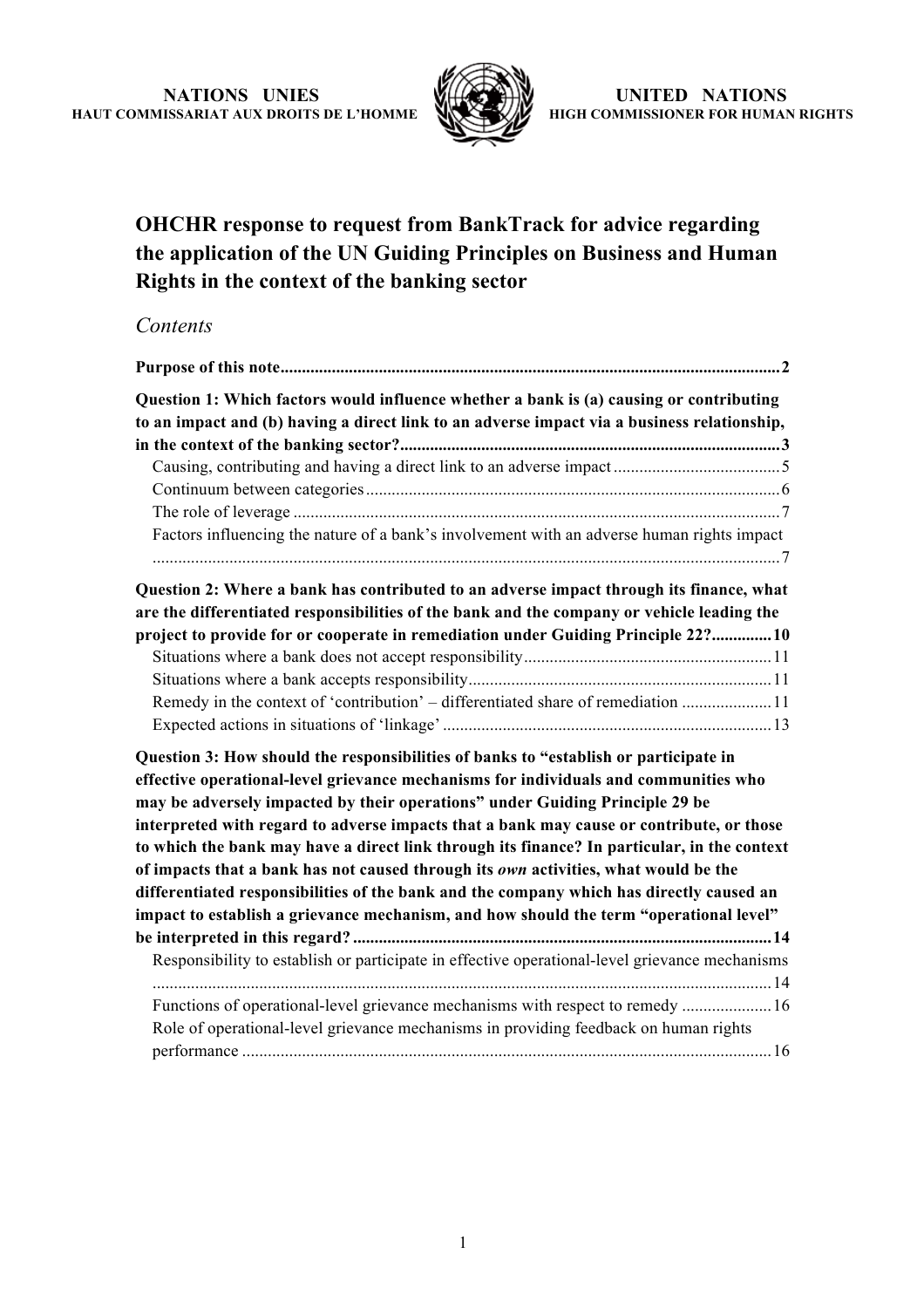**NATIONS UNIES**
**HAUT COMMISSARIAT AUX DROITS DE L'HOMME**

**UNITED NATIONS**
**HIGH COMMISSIONER FOR HUMAN RIGHTS**

# OHCHR response to request from BankTrack for advice regarding the application of the UN Guiding Principles on Business and Human Rights in the context of the banking sector

## *Contents*

**Purpose of this note** ........................................................ **2**

**Question 1: Which factors would influence whether a bank is (a) causing or contributing to an impact and (b) having a direct link to an adverse impact via a business relationship, in the context of the banking sector?** ........................................................ **3**

- Causing, contributing and having a direct link to an adverse impact ........................ 5
- Continuum between categories ........................................................ 6
- The role of leverage ........................................................ 7
- Factors influencing the nature of a bank's involvement with an adverse human rights impact ........................................................ 7

**Question 2: Where a bank has contributed to an adverse impact through its finance, what are the differentiated responsibilities of the bank and the company or vehicle leading the project to provide for or cooperate in remediation under Guiding Principle 22?** .............. **10**

- Situations where a bank does not accept responsibility ........................................ 11
- Situations where a bank accepts responsibility ........................................ 11
- Remedy in the context of 'contribution' – differentiated share of remediation ..................... 11
- Expected actions in situations of 'linkage' ........................................ 13

**Question 3: How should the responsibilities of banks to "establish or participate in effective operational-level grievance mechanisms for individuals and communities who may be adversely impacted by their operations" under Guiding Principle 29 be interpreted with regard to adverse impacts that a bank may cause or contribute, or those to which the bank may have a direct link through its finance? In particular, in the context of impacts that a bank has not caused through its *own* activities, what would be the differentiated responsibilities of the bank and the company which has directly caused an impact to establish a grievance mechanism, and how should the term "operational level" be interpreted in this regard?** ........................................ **14**

- Responsibility to establish or participate in effective operational-level grievance mechanisms ........................................................ 14
- Functions of operational-level grievance mechanisms with respect to remedy .................... 16
- Role of operational-level grievance mechanisms in providing feedback on human rights performance ........................................................ 16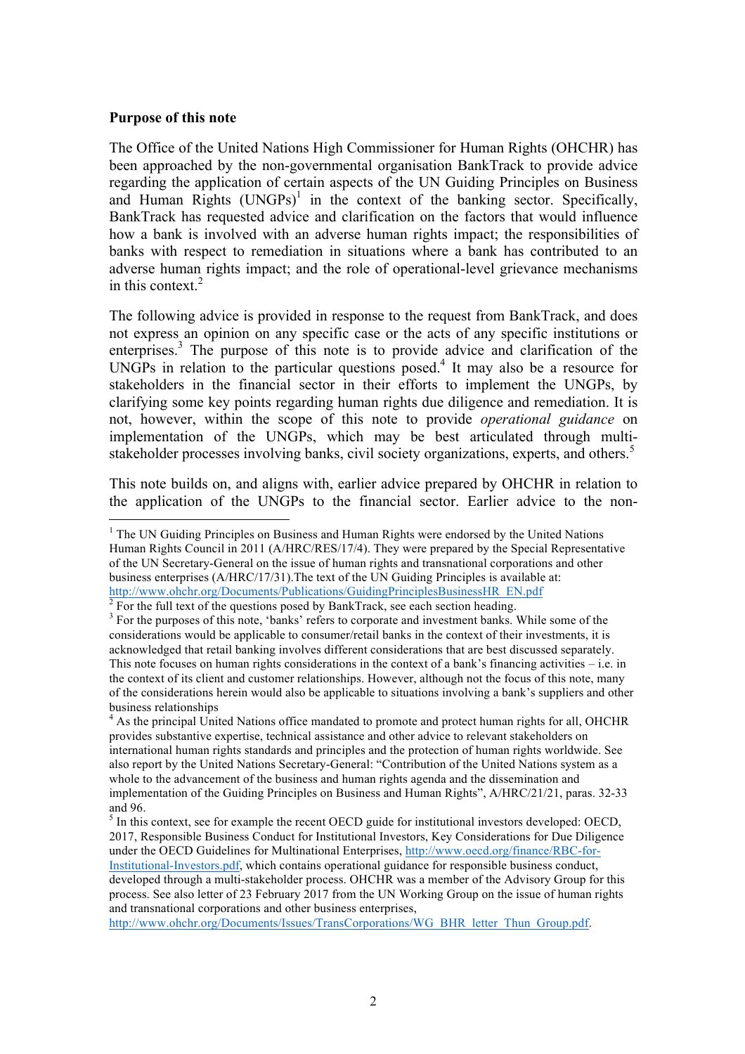**Purpose of this note**

The Office of the United Nations High Commissioner for Human Rights (OHCHR) has been approached by the non-governmental organisation BankTrack to provide advice regarding the application of certain aspects of the UN Guiding Principles on Business and Human Rights (UNGPs)[1] in the context of the banking sector. Specifically, BankTrack has requested advice and clarification on the factors that would influence how a bank is involved with an adverse human rights impact; the responsibilities of banks with respect to remediation in situations where a bank has contributed to an adverse human rights impact; and the role of operational-level grievance mechanisms in this context.[2]

The following advice is provided in response to the request from BankTrack, and does not express an opinion on any specific case or the acts of any specific institutions or enterprises.[3] The purpose of this note is to provide advice and clarification of the UNGPs in relation to the particular questions posed.[4] It may also be a resource for stakeholders in the financial sector in their efforts to implement the UNGPs, by clarifying some key points regarding human rights due diligence and remediation. It is not, however, within the scope of this note to provide *operational guidance* on implementation of the UNGPs, which may be best articulated through multi-stakeholder processes involving banks, civil society organizations, experts, and others.[5]

This note builds on, and aligns with, earlier advice prepared by OHCHR in relation to the application of the UNGPs to the financial sector. Earlier advice to the non-

---

[1] The UN Guiding Principles on Business and Human Rights were endorsed by the United Nations Human Rights Council in 2011 (A/HRC/RES/17/4). They were prepared by the Special Representative of the UN Secretary-General on the issue of human rights and transnational corporations and other business enterprises (A/HRC/17/31).The text of the UN Guiding Principles is available at: http://www.ohchr.org/Documents/Publications/GuidingPrinciplesBusinessHR_EN.pdf

[2] For the full text of the questions posed by BankTrack, see each section heading.

[3] For the purposes of this note, 'banks' refers to corporate and investment banks. While some of the considerations would be applicable to consumer/retail banks in the context of their investments, it is acknowledged that retail banking involves different considerations that are best discussed separately. This note focuses on human rights considerations in the context of a bank's financing activities – i.e. in the context of its client and customer relationships. However, although not the focus of this note, many of the considerations herein would also be applicable to situations involving a bank's suppliers and other business relationships

[4] As the principal United Nations office mandated to promote and protect human rights for all, OHCHR provides substantive expertise, technical assistance and other advice to relevant stakeholders on international human rights standards and principles and the protection of human rights worldwide. See also report by the United Nations Secretary-General: "Contribution of the United Nations system as a whole to the advancement of the business and human rights agenda and the dissemination and implementation of the Guiding Principles on Business and Human Rights", A/HRC/21/21, paras. 32-33 and 96.

[5] In this context, see for example the recent OECD guide for institutional investors developed: OECD, 2017, Responsible Business Conduct for Institutional Investors, Key Considerations for Due Diligence under the OECD Guidelines for Multinational Enterprises, http://www.oecd.org/finance/RBC-for-Institutional-Investors.pdf, which contains operational guidance for responsible business conduct, developed through a multi-stakeholder process. OHCHR was a member of the Advisory Group for this process. See also letter of 23 February 2017 from the UN Working Group on the issue of human rights and transnational corporations and other business enterprises, http://www.ohchr.org/Documents/Issues/TransCorporations/WG_BHR_letter_Thun_Group.pdf.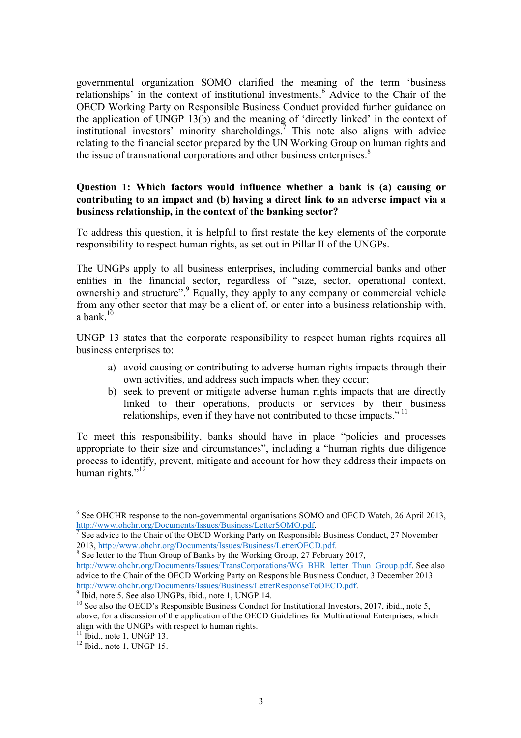governmental organization SOMO clarified the meaning of the term 'business relationships' in the context of institutional investments.[6] Advice to the Chair of the OECD Working Party on Responsible Business Conduct provided further guidance on the application of UNGP 13(b) and the meaning of 'directly linked' in the context of institutional investors' minority shareholdings.[7] This note also aligns with advice relating to the financial sector prepared by the UN Working Group on human rights and the issue of transnational corporations and other business enterprises.[8]

**Question 1: Which factors would influence whether a bank is (a) causing or contributing to an impact and (b) having a direct link to an adverse impact via a business relationship, in the context of the banking sector?**

To address this question, it is helpful to first restate the key elements of the corporate responsibility to respect human rights, as set out in Pillar II of the UNGPs.

The UNGPs apply to all business enterprises, including commercial banks and other entities in the financial sector, regardless of "size, sector, operational context, ownership and structure".[9] Equally, they apply to any company or commercial vehicle from any other sector that may be a client of, or enter into a business relationship with, a bank.[10]

UNGP 13 states that the corporate responsibility to respect human rights requires all business enterprises to:

a) avoid causing or contributing to adverse human rights impacts through their own activities, and address such impacts when they occur;
b) seek to prevent or mitigate adverse human rights impacts that are directly linked to their operations, products or services by their business relationships, even if they have not contributed to those impacts."[11]

To meet this responsibility, banks should have in place "policies and processes appropriate to their size and circumstances", including a "human rights due diligence process to identify, prevent, mitigate and account for how they address their impacts on human rights."[12]

---

[6] See OHCHR response to the non-governmental organisations SOMO and OECD Watch, 26 April 2013, http://www.ohchr.org/Documents/Issues/Business/LetterSOMO.pdf.

[7] See advice to the Chair of the OECD Working Party on Responsible Business Conduct, 27 November 2013, http://www.ohchr.org/Documents/Issues/Business/LetterOECD.pdf.

[8] See letter to the Thun Group of Banks by the Working Group, 27 February 2017, http://www.ohchr.org/Documents/Issues/TransCorporations/WG_BHR_letter_Thun_Group.pdf. See also advice to the Chair of the OECD Working Party on Responsible Business Conduct, 3 December 2013: http://www.ohchr.org/Documents/Issues/Business/LetterResponseToOECD.pdf.

[9] Ibid, note 5. See also UNGPs, ibid., note 1, UNGP 14.

[10] See also the OECD's Responsible Business Conduct for Institutional Investors, 2017, ibid., note 5, above, for a discussion of the application of the OECD Guidelines for Multinational Enterprises, which align with the UNGPs with respect to human rights.

[11] Ibid., note 1, UNGP 13.

[12] Ibid., note 1, UNGP 15.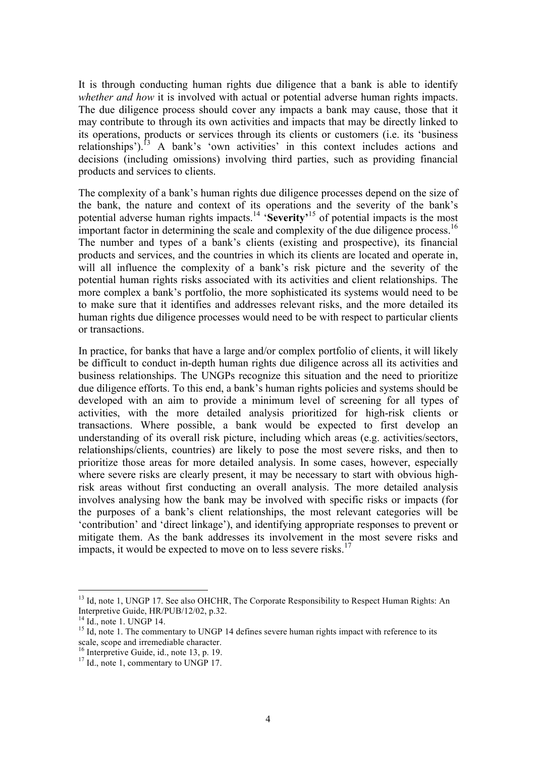It is through conducting human rights due diligence that a bank is able to identify *whether and how* it is involved with actual or potential adverse human rights impacts. The due diligence process should cover any impacts a bank may cause, those that it may contribute to through its own activities and impacts that may be directly linked to its operations, products or services through its clients or customers (i.e. its 'business relationships').[13] A bank's 'own activities' in this context includes actions and decisions (including omissions) involving third parties, such as providing financial products and services to clients.

The complexity of a bank's human rights due diligence processes depend on the size of the bank, the nature and context of its operations and the severity of the bank's potential adverse human rights impacts.[14] '**Severity**'[15] of potential impacts is the most important factor in determining the scale and complexity of the due diligence process.[16] The number and types of a bank's clients (existing and prospective), its financial products and services, and the countries in which its clients are located and operate in, will all influence the complexity of a bank's risk picture and the severity of the potential human rights risks associated with its activities and client relationships. The more complex a bank's portfolio, the more sophisticated its systems would need to be to make sure that it identifies and addresses relevant risks, and the more detailed its human rights due diligence processes would need to be with respect to particular clients or transactions.

In practice, for banks that have a large and/or complex portfolio of clients, it will likely be difficult to conduct in-depth human rights due diligence across all its activities and business relationships. The UNGPs recognize this situation and the need to prioritize due diligence efforts. To this end, a bank's human rights policies and systems should be developed with an aim to provide a minimum level of screening for all types of activities, with the more detailed analysis prioritized for high-risk clients or transactions. Where possible, a bank would be expected to first develop an understanding of its overall risk picture, including which areas (e.g. activities/sectors, relationships/clients, countries) are likely to pose the most severe risks, and then to prioritize those areas for more detailed analysis. In some cases, however, especially where severe risks are clearly present, it may be necessary to start with obvious high-risk areas without first conducting an overall analysis. The more detailed analysis involves analysing how the bank may be involved with specific risks or impacts (for the purposes of a bank's client relationships, the most relevant categories will be 'contribution' and 'direct linkage'), and identifying appropriate responses to prevent or mitigate them. As the bank addresses its involvement in the most severe risks and impacts, it would be expected to move on to less severe risks.[17]

---

[13] Id, note 1, UNGP 17. See also OHCHR, The Corporate Responsibility to Respect Human Rights: An Interpretive Guide, HR/PUB/12/02, p.32.

[14] Id., note 1. UNGP 14.

[15] Id, note 1. The commentary to UNGP 14 defines severe human rights impact with reference to its scale, scope and irremediable character.

[16] Interpretive Guide, id., note 13, p. 19.

[17] Id., note 1, commentary to UNGP 17.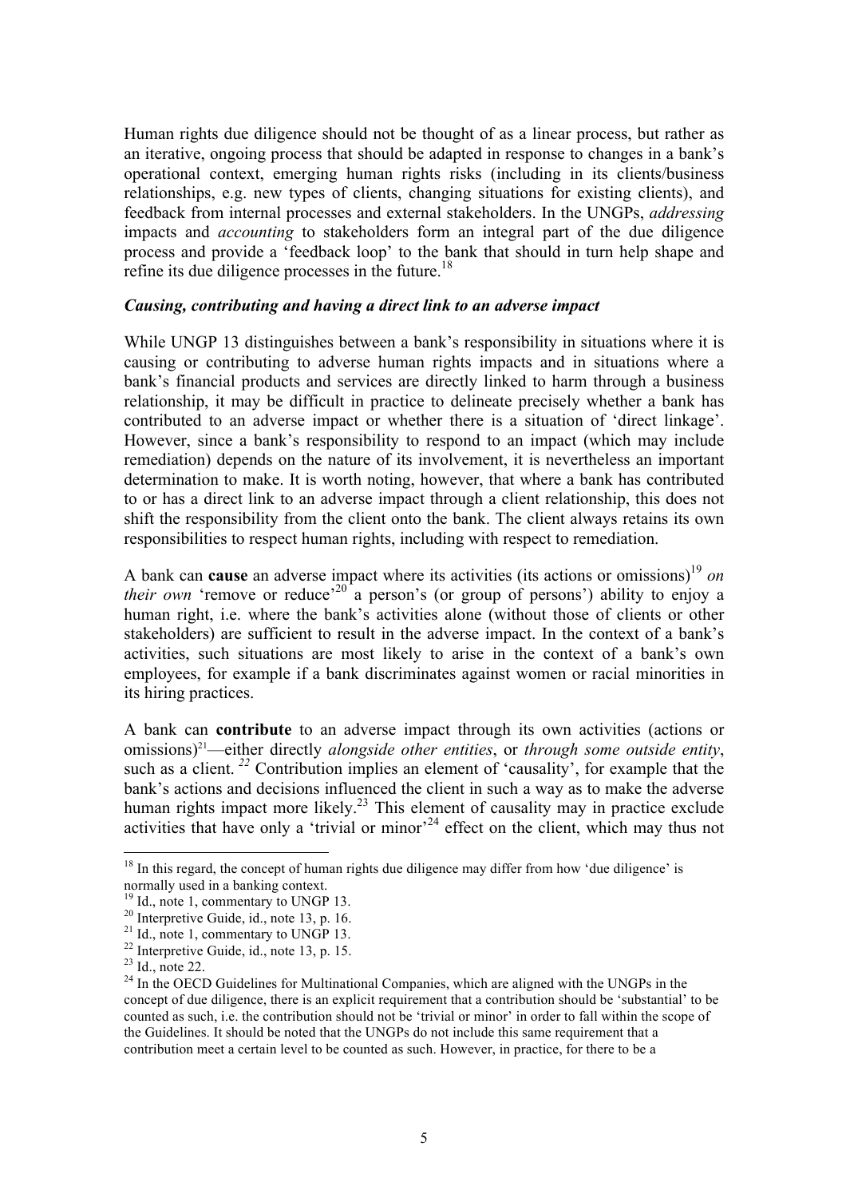Human rights due diligence should not be thought of as a linear process, but rather as an iterative, ongoing process that should be adapted in response to changes in a bank's operational context, emerging human rights risks (including in its clients/business relationships, e.g. new types of clients, changing situations for existing clients), and feedback from internal processes and external stakeholders. In the UNGPs, *addressing* impacts and *accounting* to stakeholders form an integral part of the due diligence process and provide a 'feedback loop' to the bank that should in turn help shape and refine its due diligence processes in the future.[18]

***Causing, contributing and having a direct link to an adverse impact***

While UNGP 13 distinguishes between a bank's responsibility in situations where it is causing or contributing to adverse human rights impacts and in situations where a bank's financial products and services are directly linked to harm through a business relationship, it may be difficult in practice to delineate precisely whether a bank has contributed to an adverse impact or whether there is a situation of 'direct linkage'. However, since a bank's responsibility to respond to an impact (which may include remediation) depends on the nature of its involvement, it is nevertheless an important determination to make. It is worth noting, however, that where a bank has contributed to or has a direct link to an adverse impact through a client relationship, this does not shift the responsibility from the client onto the bank. The client always retains its own responsibilities to respect human rights, including with respect to remediation.

A bank can **cause** an adverse impact where its activities (its actions or omissions)[19] *on their own* 'remove or reduce'[20] a person's (or group of persons') ability to enjoy a human right, i.e. where the bank's activities alone (without those of clients or other stakeholders) are sufficient to result in the adverse impact. In the context of a bank's activities, such situations are most likely to arise in the context of a bank's own employees, for example if a bank discriminates against women or racial minorities in its hiring practices.

A bank can **contribute** to an adverse impact through its own activities (actions or omissions)[21]—either directly *alongside other entities*, or *through some outside entity*, such as a client.[22] Contribution implies an element of 'causality', for example that the bank's actions and decisions influenced the client in such a way as to make the adverse human rights impact more likely.[23] This element of causality may in practice exclude activities that have only a 'trivial or minor'[24] effect on the client, which may thus not

---

[18] In this regard, the concept of human rights due diligence may differ from how 'due diligence' is normally used in a banking context.

[19] Id., note 1, commentary to UNGP 13.

[20] Interpretive Guide, id., note 13, p. 16.

[21] Id., note 1, commentary to UNGP 13.

[22] Interpretive Guide, id., note 13, p. 15.

[23] Id., note 22.

[24] In the OECD Guidelines for Multinational Companies, which are aligned with the UNGPs in the concept of due diligence, there is an explicit requirement that a contribution should be 'substantial' to be counted as such, i.e. the contribution should not be 'trivial or minor' in order to fall within the scope of the Guidelines. It should be noted that the UNGPs do not include this same requirement that a contribution meet a certain level to be counted as such. However, in practice, for there to be a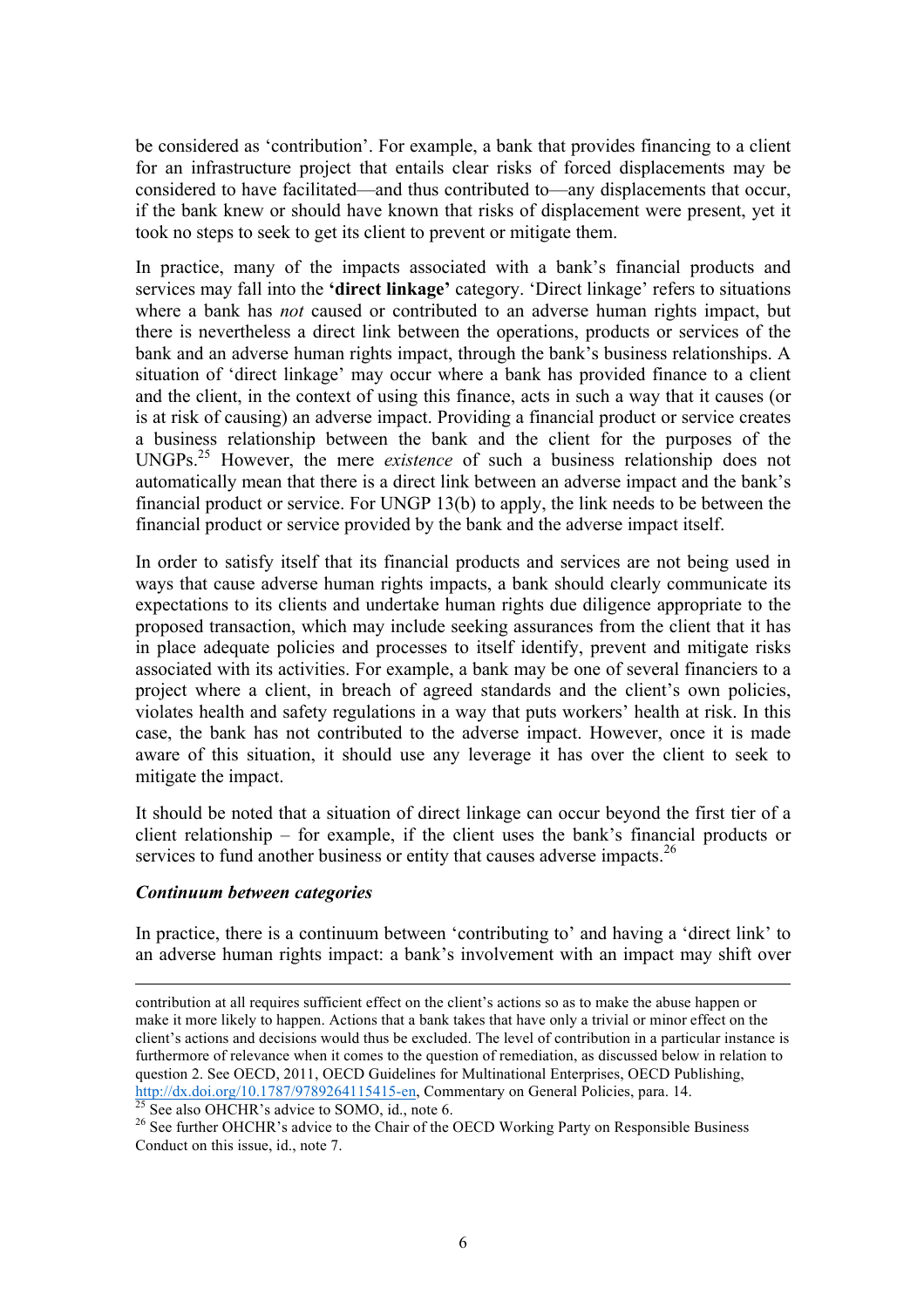be considered as 'contribution'. For example, a bank that provides financing to a client for an infrastructure project that entails clear risks of forced displacements may be considered to have facilitated—and thus contributed to—any displacements that occur, if the bank knew or should have known that risks of displacement were present, yet it took no steps to seek to get its client to prevent or mitigate them.

In practice, many of the impacts associated with a bank's financial products and services may fall into the **'direct linkage'** category. 'Direct linkage' refers to situations where a bank has *not* caused or contributed to an adverse human rights impact, but there is nevertheless a direct link between the operations, products or services of the bank and an adverse human rights impact, through the bank's business relationships. A situation of 'direct linkage' may occur where a bank has provided finance to a client and the client, in the context of using this finance, acts in such a way that it causes (or is at risk of causing) an adverse impact. Providing a financial product or service creates a business relationship between the bank and the client for the purposes of the UNGPs.[25] However, the mere *existence* of such a business relationship does not automatically mean that there is a direct link between an adverse impact and the bank's financial product or service. For UNGP 13(b) to apply, the link needs to be between the financial product or service provided by the bank and the adverse impact itself.

In order to satisfy itself that its financial products and services are not being used in ways that cause adverse human rights impacts, a bank should clearly communicate its expectations to its clients and undertake human rights due diligence appropriate to the proposed transaction, which may include seeking assurances from the client that it has in place adequate policies and processes to itself identify, prevent and mitigate risks associated with its activities. For example, a bank may be one of several financiers to a project where a client, in breach of agreed standards and the client's own policies, violates health and safety regulations in a way that puts workers' health at risk. In this case, the bank has not contributed to the adverse impact. However, once it is made aware of this situation, it should use any leverage it has over the client to seek to mitigate the impact.

It should be noted that a situation of direct linkage can occur beyond the first tier of a client relationship – for example, if the client uses the bank's financial products or services to fund another business or entity that causes adverse impacts.[26]

***Continuum between categories***

In practice, there is a continuum between 'contributing to' and having a 'direct link' to an adverse human rights impact: a bank's involvement with an impact may shift over

---

contribution at all requires sufficient effect on the client's actions so as to make the abuse happen or make it more likely to happen. Actions that a bank takes that have only a trivial or minor effect on the client's actions and decisions would thus be excluded. The level of contribution in a particular instance is furthermore of relevance when it comes to the question of remediation, as discussed below in relation to question 2. See OECD, 2011, OECD Guidelines for Multinational Enterprises, OECD Publishing, http://dx.doi.org/10.1787/9789264115415-en, Commentary on General Policies, para. 14.

[25] See also OHCHR's advice to SOMO, id., note 6.

[26] See further OHCHR's advice to the Chair of the OECD Working Party on Responsible Business Conduct on this issue, id., note 7.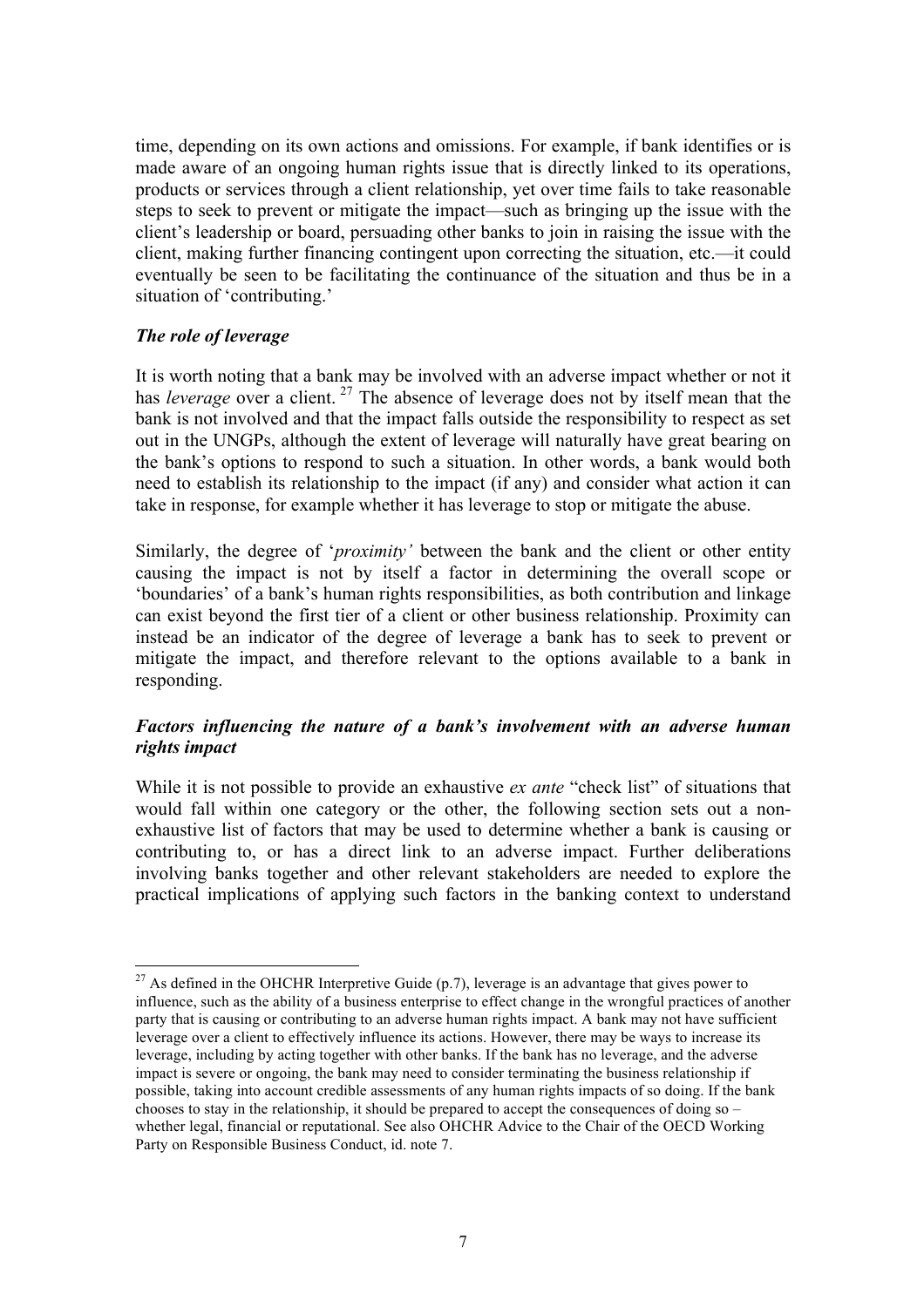time, depending on its own actions and omissions. For example, if bank identifies or is made aware of an ongoing human rights issue that is directly linked to its operations, products or services through a client relationship, yet over time fails to take reasonable steps to seek to prevent or mitigate the impact—such as bringing up the issue with the client's leadership or board, persuading other banks to join in raising the issue with the client, making further financing contingent upon correcting the situation, etc.—it could eventually be seen to be facilitating the continuance of the situation and thus be in a situation of 'contributing.'

### *The role of leverage*

It is worth noting that a bank may be involved with an adverse impact whether or not it has *leverage* over a client.[27] The absence of leverage does not by itself mean that the bank is not involved and that the impact falls outside the responsibility to respect as set out in the UNGPs, although the extent of leverage will naturally have great bearing on the bank's options to respond to such a situation. In other words, a bank would both need to establish its relationship to the impact (if any) and consider what action it can take in response, for example whether it has leverage to stop or mitigate the abuse.

Similarly, the degree of '*proximity'* between the bank and the client or other entity causing the impact is not by itself a factor in determining the overall scope or 'boundaries' of a bank's human rights responsibilities, as both contribution and linkage can exist beyond the first tier of a client or other business relationship. Proximity can instead be an indicator of the degree of leverage a bank has to seek to prevent or mitigate the impact, and therefore relevant to the options available to a bank in responding.

### *Factors influencing the nature of a bank's involvement with an adverse human rights impact*

While it is not possible to provide an exhaustive *ex ante* "check list" of situations that would fall within one category or the other, the following section sets out a non-exhaustive list of factors that may be used to determine whether a bank is causing or contributing to, or has a direct link to an adverse impact. Further deliberations involving banks together and other relevant stakeholders are needed to explore the practical implications of applying such factors in the banking context to understand

[27] As defined in the OHCHR Interpretive Guide (p.7), leverage is an advantage that gives power to influence, such as the ability of a business enterprise to effect change in the wrongful practices of another party that is causing or contributing to an adverse human rights impact. A bank may not have sufficient leverage over a client to effectively influence its actions. However, there may be ways to increase its leverage, including by acting together with other banks. If the bank has no leverage, and the adverse impact is severe or ongoing, the bank may need to consider terminating the business relationship if possible, taking into account credible assessments of any human rights impacts of so doing. If the bank chooses to stay in the relationship, it should be prepared to accept the consequences of doing so – whether legal, financial or reputational. See also OHCHR Advice to the Chair of the OECD Working Party on Responsible Business Conduct, id. note 7.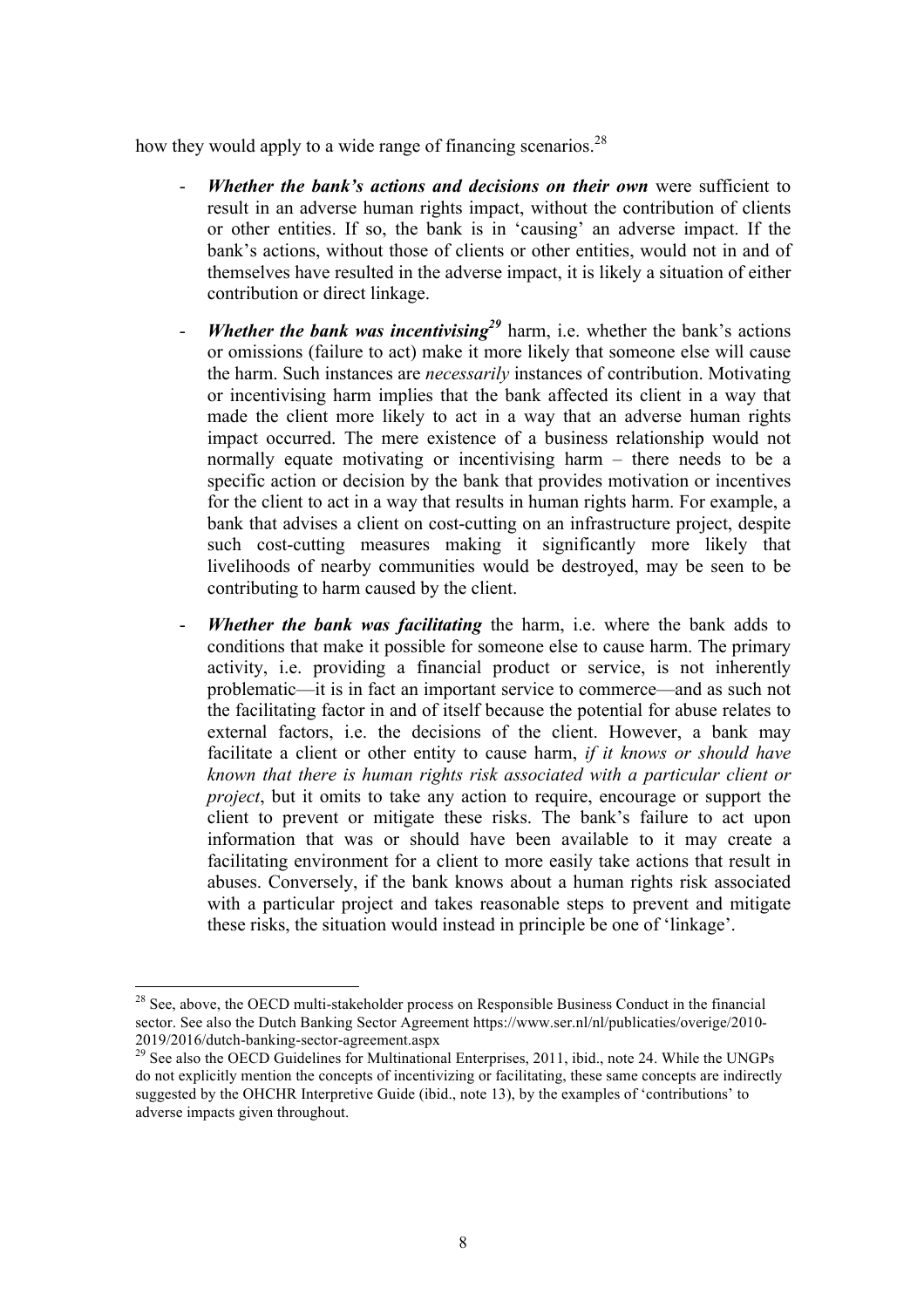how they would apply to a wide range of financing scenarios.[28]

- ***Whether the bank's actions and decisions on their own*** were sufficient to result in an adverse human rights impact, without the contribution of clients or other entities. If so, the bank is in 'causing' an adverse impact. If the bank's actions, without those of clients or other entities, would not in and of themselves have resulted in the adverse impact, it is likely a situation of either contribution or direct linkage.
- ***Whether the bank was incentivising***[29] harm, i.e. whether the bank's actions or omissions (failure to act) make it more likely that someone else will cause the harm. Such instances are *necessarily* instances of contribution. Motivating or incentivising harm implies that the bank affected its client in a way that made the client more likely to act in a way that an adverse human rights impact occurred. The mere existence of a business relationship would not normally equate motivating or incentivising harm – there needs to be a specific action or decision by the bank that provides motivation or incentives for the client to act in a way that results in human rights harm. For example, a bank that advises a client on cost-cutting on an infrastructure project, despite such cost-cutting measures making it significantly more likely that livelihoods of nearby communities would be destroyed, may be seen to be contributing to harm caused by the client.
- ***Whether the bank was facilitating*** the harm, i.e. where the bank adds to conditions that make it possible for someone else to cause harm. The primary activity, i.e. providing a financial product or service, is not inherently problematic—it is in fact an important service to commerce—and as such not the facilitating factor in and of itself because the potential for abuse relates to external factors, i.e. the decisions of the client. However, a bank may facilitate a client or other entity to cause harm, *if it knows or should have known that there is human rights risk associated with a particular client or project*, but it omits to take any action to require, encourage or support the client to prevent or mitigate these risks. The bank's failure to act upon information that was or should have been available to it may create a facilitating environment for a client to more easily take actions that result in abuses. Conversely, if the bank knows about a human rights risk associated with a particular project and takes reasonable steps to prevent and mitigate these risks, the situation would instead in principle be one of 'linkage'.

---

[28] See, above, the OECD multi-stakeholder process on Responsible Business Conduct in the financial sector. See also the Dutch Banking Sector Agreement https://www.ser.nl/nl/publicaties/overige/2010-2019/2016/dutch-banking-sector-agreement.aspx

[29] See also the OECD Guidelines for Multinational Enterprises, 2011, ibid., note 24. While the UNGPs do not explicitly mention the concepts of incentivizing or facilitating, these same concepts are indirectly suggested by the OHCHR Interpretive Guide (ibid., note 13), by the examples of 'contributions' to adverse impacts given throughout.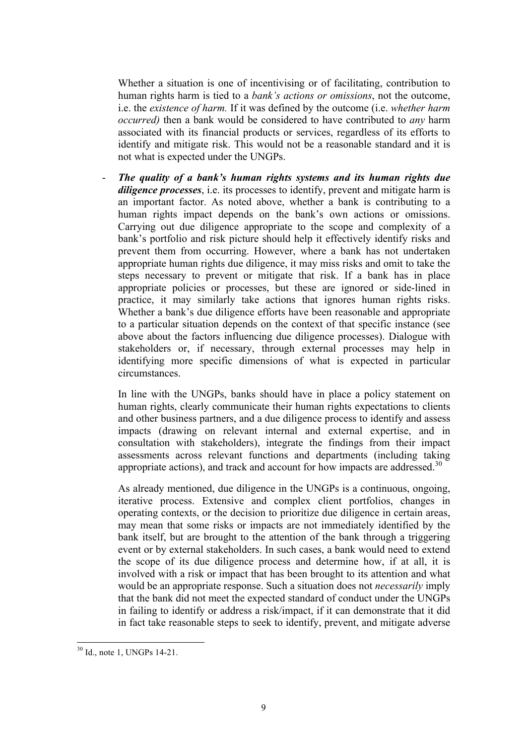Whether a situation is one of incentivising or of facilitating, contribution to human rights harm is tied to a *bank's actions or omissions*, not the outcome, i.e. the *existence of harm.* If it was defined by the outcome (i.e. *whether harm occurred)* then a bank would be considered to have contributed to *any* harm associated with its financial products or services, regardless of its efforts to identify and mitigate risk. This would not be a reasonable standard and it is not what is expected under the UNGPs.

- ***The quality of a bank's human rights systems and its human rights due diligence processes***, i.e. its processes to identify, prevent and mitigate harm is an important factor. As noted above, whether a bank is contributing to a human rights impact depends on the bank's own actions or omissions. Carrying out due diligence appropriate to the scope and complexity of a bank's portfolio and risk picture should help it effectively identify risks and prevent them from occurring. However, where a bank has not undertaken appropriate human rights due diligence, it may miss risks and omit to take the steps necessary to prevent or mitigate that risk. If a bank has in place appropriate policies or processes, but these are ignored or side-lined in practice, it may similarly take actions that ignores human rights risks. Whether a bank's due diligence efforts have been reasonable and appropriate to a particular situation depends on the context of that specific instance (see above about the factors influencing due diligence processes). Dialogue with stakeholders or, if necessary, through external processes may help in identifying more specific dimensions of what is expected in particular circumstances.

  In line with the UNGPs, banks should have in place a policy statement on human rights, clearly communicate their human rights expectations to clients and other business partners, and a due diligence process to identify and assess impacts (drawing on relevant internal and external expertise, and in consultation with stakeholders), integrate the findings from their impact assessments across relevant functions and departments (including taking appropriate actions), and track and account for how impacts are addressed.[30]

  As already mentioned, due diligence in the UNGPs is a continuous, ongoing, iterative process. Extensive and complex client portfolios, changes in operating contexts, or the decision to prioritize due diligence in certain areas, may mean that some risks or impacts are not immediately identified by the bank itself, but are brought to the attention of the bank through a triggering event or by external stakeholders. In such cases, a bank would need to extend the scope of its due diligence process and determine how, if at all, it is involved with a risk or impact that has been brought to its attention and what would be an appropriate response. Such a situation does not *necessarily* imply that the bank did not meet the expected standard of conduct under the UNGPs in failing to identify or address a risk/impact, if it can demonstrate that it did in fact take reasonable steps to seek to identify, prevent, and mitigate adverse

[30] Id., note 1, UNGPs 14-21.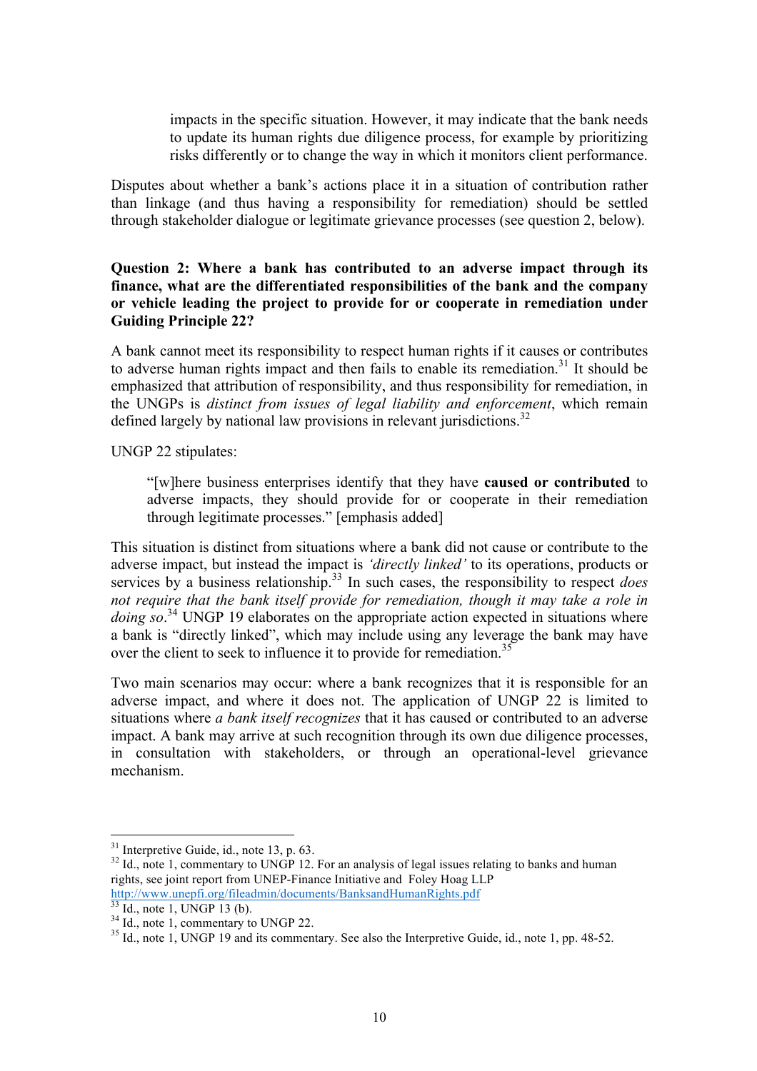> impacts in the specific situation. However, it may indicate that the bank needs to update its human rights due diligence process, for example by prioritizing risks differently or to change the way in which it monitors client performance.

Disputes about whether a bank's actions place it in a situation of contribution rather than linkage (and thus having a responsibility for remediation) should be settled through stakeholder dialogue or legitimate grievance processes (see question 2, below).

**Question 2: Where a bank has contributed to an adverse impact through its finance, what are the differentiated responsibilities of the bank and the company or vehicle leading the project to provide for or cooperate in remediation under Guiding Principle 22?**

A bank cannot meet its responsibility to respect human rights if it causes or contributes to adverse human rights impact and then fails to enable its remediation.[31] It should be emphasized that attribution of responsibility, and thus responsibility for remediation, in the UNGPs is *distinct from issues of legal liability and enforcement*, which remain defined largely by national law provisions in relevant jurisdictions.[32]

UNGP 22 stipulates:

> "[w]here business enterprises identify that they have **caused or contributed** to adverse impacts, they should provide for or cooperate in their remediation through legitimate processes." [emphasis added]

This situation is distinct from situations where a bank did not cause or contribute to the adverse impact, but instead the impact is *'directly linked'* to its operations, products or services by a business relationship.[33] In such cases, the responsibility to respect *does not require that the bank itself provide for remediation, though it may take a role in doing so*.[34] UNGP 19 elaborates on the appropriate action expected in situations where a bank is "directly linked", which may include using any leverage the bank may have over the client to seek to influence it to provide for remediation.[35]

Two main scenarios may occur: where a bank recognizes that it is responsible for an adverse impact, and where it does not. The application of UNGP 22 is limited to situations where *a bank itself recognizes* that it has caused or contributed to an adverse impact. A bank may arrive at such recognition through its own due diligence processes, in consultation with stakeholders, or through an operational-level grievance mechanism.

---

[31] Interpretive Guide, id., note 13, p. 63.

[32] Id., note 1, commentary to UNGP 12. For an analysis of legal issues relating to banks and human rights, see joint report from UNEP-Finance Initiative and Foley Hoag LLP http://www.unepfi.org/fileadmin/documents/BanksandHumanRights.pdf

[33] Id., note 1, UNGP 13 (b).

[34] Id., note 1, commentary to UNGP 22.

[35] Id., note 1, UNGP 19 and its commentary. See also the Interpretive Guide, id., note 1, pp. 48-52.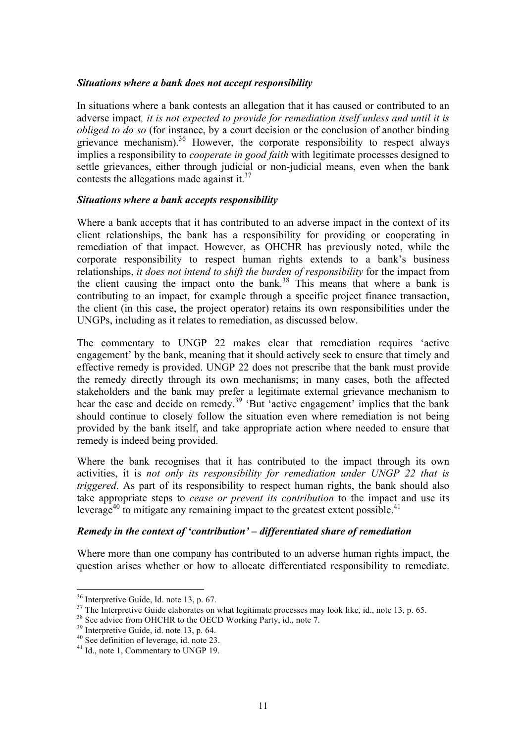***Situations where a bank does not accept responsibility***

In situations where a bank contests an allegation that it has caused or contributed to an adverse impact*, it is not expected to provide for remediation itself unless and until it is obliged to do so* (for instance, by a court decision or the conclusion of another binding grievance mechanism).[36] However, the corporate responsibility to respect always implies a responsibility to *cooperate in good faith* with legitimate processes designed to settle grievances, either through judicial or non-judicial means, even when the bank contests the allegations made against it.[37]

***Situations where a bank accepts responsibility***

Where a bank accepts that it has contributed to an adverse impact in the context of its client relationships, the bank has a responsibility for providing or cooperating in remediation of that impact. However, as OHCHR has previously noted, while the corporate responsibility to respect human rights extends to a bank's business relationships, *it does not intend to shift the burden of responsibility* for the impact from the client causing the impact onto the bank.[38] This means that where a bank is contributing to an impact, for example through a specific project finance transaction, the client (in this case, the project operator) retains its own responsibilities under the UNGPs, including as it relates to remediation, as discussed below.

The commentary to UNGP 22 makes clear that remediation requires 'active engagement' by the bank, meaning that it should actively seek to ensure that timely and effective remedy is provided. UNGP 22 does not prescribe that the bank must provide the remedy directly through its own mechanisms; in many cases, both the affected stakeholders and the bank may prefer a legitimate external grievance mechanism to hear the case and decide on remedy.[39] 'But 'active engagement' implies that the bank should continue to closely follow the situation even where remediation is not being provided by the bank itself, and take appropriate action where needed to ensure that remedy is indeed being provided.

Where the bank recognises that it has contributed to the impact through its own activities, it is *not only its responsibility for remediation under UNGP 22 that is triggered*. As part of its responsibility to respect human rights, the bank should also take appropriate steps to *cease or prevent its contribution* to the impact and use its leverage[40] to mitigate any remaining impact to the greatest extent possible.[41]

***Remedy in the context of 'contribution' – differentiated share of remediation***

Where more than one company has contributed to an adverse human rights impact, the question arises whether or how to allocate differentiated responsibility to remediate.

[36] Interpretive Guide, Id. note 13, p. 67.
[37] The Interpretive Guide elaborates on what legitimate processes may look like, id., note 13, p. 65.
[38] See advice from OHCHR to the OECD Working Party, id., note 7.
[39] Interpretive Guide, id. note 13, p. 64.
[40] See definition of leverage, id. note 23.
[41] Id., note 1, Commentary to UNGP 19.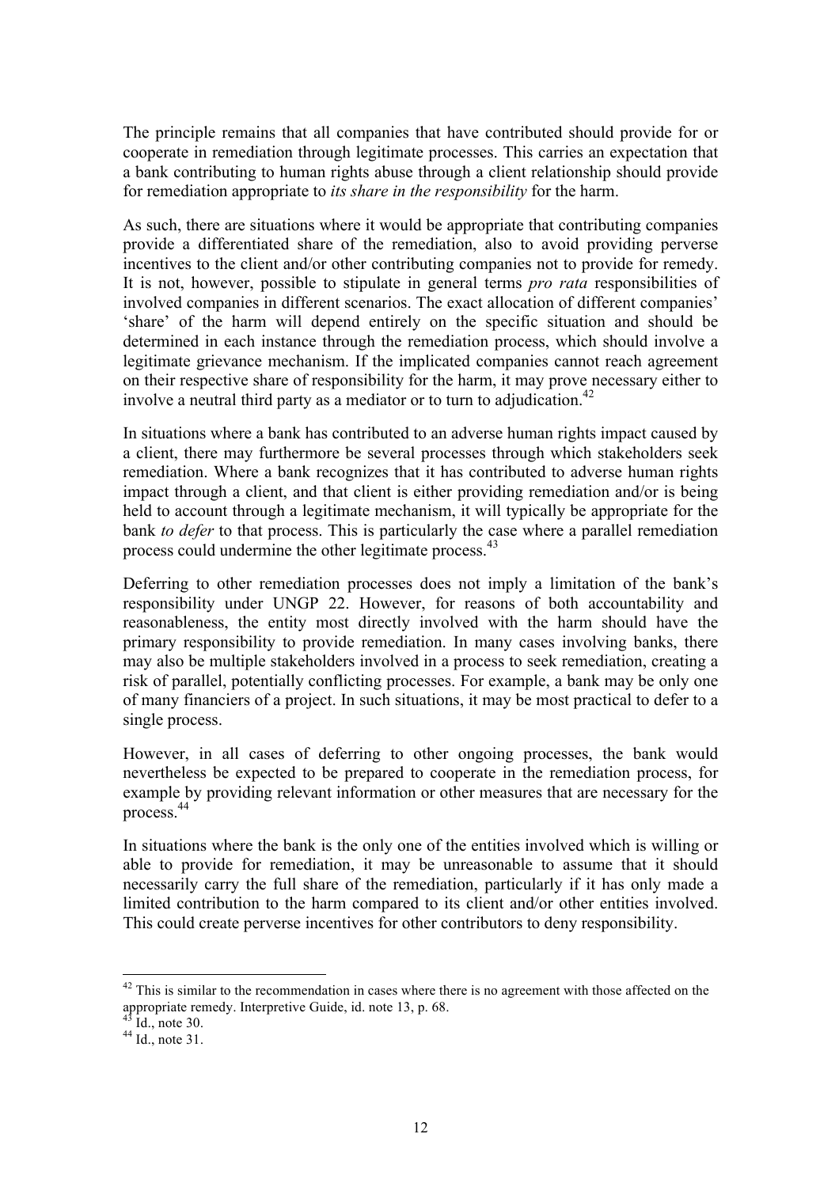The principle remains that all companies that have contributed should provide for or cooperate in remediation through legitimate processes. This carries an expectation that a bank contributing to human rights abuse through a client relationship should provide for remediation appropriate to *its share in the responsibility* for the harm.

As such, there are situations where it would be appropriate that contributing companies provide a differentiated share of the remediation, also to avoid providing perverse incentives to the client and/or other contributing companies not to provide for remedy. It is not, however, possible to stipulate in general terms *pro rata* responsibilities of involved companies in different scenarios. The exact allocation of different companies' 'share' of the harm will depend entirely on the specific situation and should be determined in each instance through the remediation process, which should involve a legitimate grievance mechanism. If the implicated companies cannot reach agreement on their respective share of responsibility for the harm, it may prove necessary either to involve a neutral third party as a mediator or to turn to adjudication.[42]

In situations where a bank has contributed to an adverse human rights impact caused by a client, there may furthermore be several processes through which stakeholders seek remediation. Where a bank recognizes that it has contributed to adverse human rights impact through a client, and that client is either providing remediation and/or is being held to account through a legitimate mechanism, it will typically be appropriate for the bank *to defer* to that process. This is particularly the case where a parallel remediation process could undermine the other legitimate process.[43]

Deferring to other remediation processes does not imply a limitation of the bank's responsibility under UNGP 22. However, for reasons of both accountability and reasonableness, the entity most directly involved with the harm should have the primary responsibility to provide remediation. In many cases involving banks, there may also be multiple stakeholders involved in a process to seek remediation, creating a risk of parallel, potentially conflicting processes. For example, a bank may be only one of many financiers of a project. In such situations, it may be most practical to defer to a single process.

However, in all cases of deferring to other ongoing processes, the bank would nevertheless be expected to be prepared to cooperate in the remediation process, for example by providing relevant information or other measures that are necessary for the process.[44]

In situations where the bank is the only one of the entities involved which is willing or able to provide for remediation, it may be unreasonable to assume that it should necessarily carry the full share of the remediation, particularly if it has only made a limited contribution to the harm compared to its client and/or other entities involved. This could create perverse incentives for other contributors to deny responsibility.

---

[42] This is similar to the recommendation in cases where there is no agreement with those affected on the appropriate remedy. Interpretive Guide, id. note 13, p. 68.

[43] Id., note 30.

[44] Id., note 31.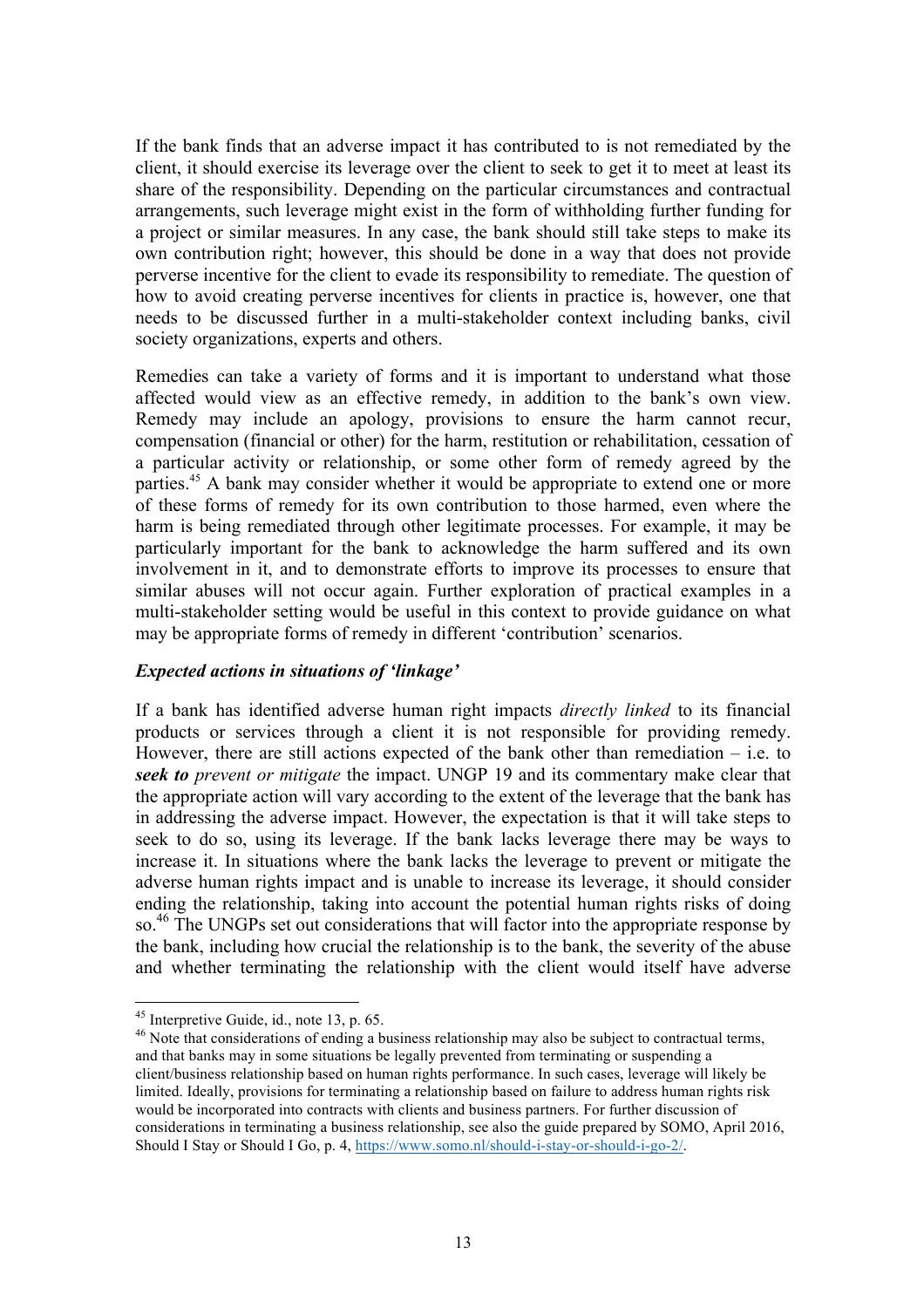If the bank finds that an adverse impact it has contributed to is not remediated by the client, it should exercise its leverage over the client to seek to get it to meet at least its share of the responsibility. Depending on the particular circumstances and contractual arrangements, such leverage might exist in the form of withholding further funding for a project or similar measures. In any case, the bank should still take steps to make its own contribution right; however, this should be done in a way that does not provide perverse incentive for the client to evade its responsibility to remediate. The question of how to avoid creating perverse incentives for clients in practice is, however, one that needs to be discussed further in a multi-stakeholder context including banks, civil society organizations, experts and others.

Remedies can take a variety of forms and it is important to understand what those affected would view as an effective remedy, in addition to the bank's own view. Remedy may include an apology, provisions to ensure the harm cannot recur, compensation (financial or other) for the harm, restitution or rehabilitation, cessation of a particular activity or relationship, or some other form of remedy agreed by the parties.[45] A bank may consider whether it would be appropriate to extend one or more of these forms of remedy for its own contribution to those harmed, even where the harm is being remediated through other legitimate processes. For example, it may be particularly important for the bank to acknowledge the harm suffered and its own involvement in it, and to demonstrate efforts to improve its processes to ensure that similar abuses will not occur again. Further exploration of practical examples in a multi-stakeholder setting would be useful in this context to provide guidance on what may be appropriate forms of remedy in different 'contribution' scenarios.

***Expected actions in situations of 'linkage'***

If a bank has identified adverse human right impacts *directly linked* to its financial products or services through a client it is not responsible for providing remedy. However, there are still actions expected of the bank other than remediation – i.e. to ***seek to*** *prevent or mitigate* the impact. UNGP 19 and its commentary make clear that the appropriate action will vary according to the extent of the leverage that the bank has in addressing the adverse impact. However, the expectation is that it will take steps to seek to do so, using its leverage. If the bank lacks leverage there may be ways to increase it. In situations where the bank lacks the leverage to prevent or mitigate the adverse human rights impact and is unable to increase its leverage, it should consider ending the relationship, taking into account the potential human rights risks of doing so.[46] The UNGPs set out considerations that will factor into the appropriate response by the bank, including how crucial the relationship is to the bank, the severity of the abuse and whether terminating the relationship with the client would itself have adverse

---

[45] Interpretive Guide, id., note 13, p. 65.

[46] Note that considerations of ending a business relationship may also be subject to contractual terms, and that banks may in some situations be legally prevented from terminating or suspending a client/business relationship based on human rights performance. In such cases, leverage will likely be limited. Ideally, provisions for terminating a relationship based on failure to address human rights risk would be incorporated into contracts with clients and business partners. For further discussion of considerations in terminating a business relationship, see also the guide prepared by SOMO, April 2016, Should I Stay or Should I Go, p. 4, https://www.somo.nl/should-i-stay-or-should-i-go-2/.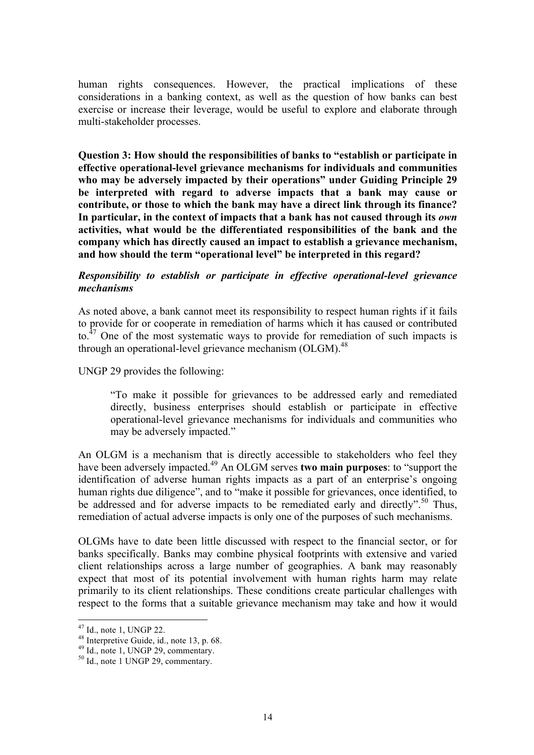human rights consequences. However, the practical implications of these considerations in a banking context, as well as the question of how banks can best exercise or increase their leverage, would be useful to explore and elaborate through multi-stakeholder processes.

**Question 3: How should the responsibilities of banks to "establish or participate in effective operational-level grievance mechanisms for individuals and communities who may be adversely impacted by their operations" under Guiding Principle 29 be interpreted with regard to adverse impacts that a bank may cause or contribute, or those to which the bank may have a direct link through its finance? In particular, in the context of impacts that a bank has not caused through its *own* activities, what would be the differentiated responsibilities of the bank and the company which has directly caused an impact to establish a grievance mechanism, and how should the term "operational level" be interpreted in this regard?**

***Responsibility to establish or participate in effective operational-level grievance mechanisms***

As noted above, a bank cannot meet its responsibility to respect human rights if it fails to provide for or cooperate in remediation of harms which it has caused or contributed to.[47] One of the most systematic ways to provide for remediation of such impacts is through an operational-level grievance mechanism (OLGM).[48]

UNGP 29 provides the following:

> "To make it possible for grievances to be addressed early and remediated directly, business enterprises should establish or participate in effective operational-level grievance mechanisms for individuals and communities who may be adversely impacted."

An OLGM is a mechanism that is directly accessible to stakeholders who feel they have been adversely impacted.[49] An OLGM serves **two main purposes**: to "support the identification of adverse human rights impacts as a part of an enterprise's ongoing human rights due diligence", and to "make it possible for grievances, once identified, to be addressed and for adverse impacts to be remediated early and directly".[50] Thus, remediation of actual adverse impacts is only one of the purposes of such mechanisms.

OLGMs have to date been little discussed with respect to the financial sector, or for banks specifically. Banks may combine physical footprints with extensive and varied client relationships across a large number of geographies. A bank may reasonably expect that most of its potential involvement with human rights harm may relate primarily to its client relationships. These conditions create particular challenges with respect to the forms that a suitable grievance mechanism may take and how it would

[47] Id., note 1, UNGP 22.

[48] Interpretive Guide, id., note 13, p. 68.

[49] Id., note 1, UNGP 29, commentary.

[50] Id., note 1 UNGP 29, commentary.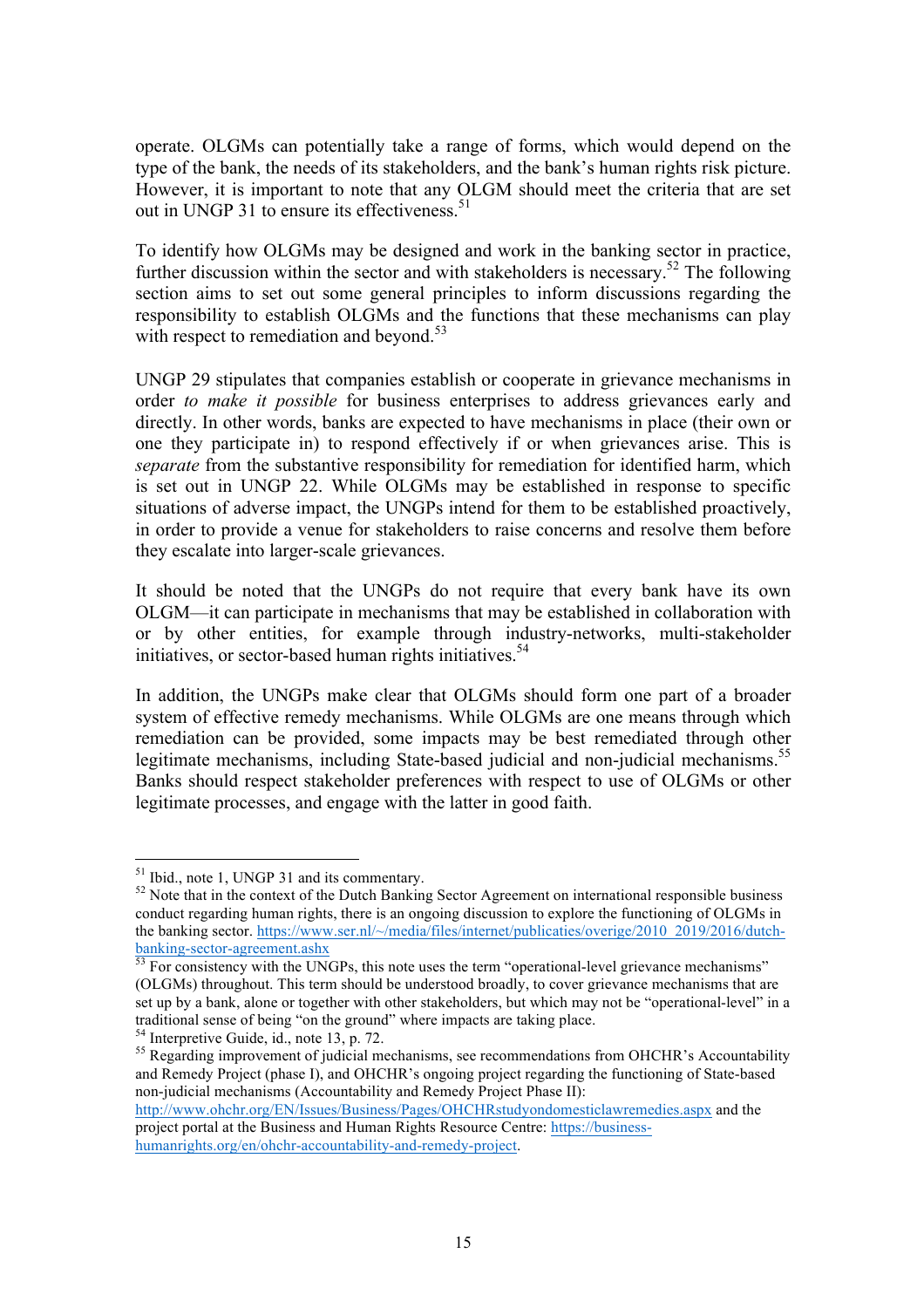operate. OLGMs can potentially take a range of forms, which would depend on the type of the bank, the needs of its stakeholders, and the bank's human rights risk picture. However, it is important to note that any OLGM should meet the criteria that are set out in UNGP 31 to ensure its effectiveness.[51]

To identify how OLGMs may be designed and work in the banking sector in practice, further discussion within the sector and with stakeholders is necessary.[52] The following section aims to set out some general principles to inform discussions regarding the responsibility to establish OLGMs and the functions that these mechanisms can play with respect to remediation and beyond.[53]

UNGP 29 stipulates that companies establish or cooperate in grievance mechanisms in order *to make it possible* for business enterprises to address grievances early and directly. In other words, banks are expected to have mechanisms in place (their own or one they participate in) to respond effectively if or when grievances arise. This is *separate* from the substantive responsibility for remediation for identified harm, which is set out in UNGP 22. While OLGMs may be established in response to specific situations of adverse impact, the UNGPs intend for them to be established proactively, in order to provide a venue for stakeholders to raise concerns and resolve them before they escalate into larger-scale grievances.

It should be noted that the UNGPs do not require that every bank have its own OLGM—it can participate in mechanisms that may be established in collaboration with or by other entities, for example through industry-networks, multi-stakeholder initiatives, or sector-based human rights initiatives.[54]

In addition, the UNGPs make clear that OLGMs should form one part of a broader system of effective remedy mechanisms. While OLGMs are one means through which remediation can be provided, some impacts may be best remediated through other legitimate mechanisms, including State-based judicial and non-judicial mechanisms.[55] Banks should respect stakeholder preferences with respect to use of OLGMs or other legitimate processes, and engage with the latter in good faith.

---

[51] Ibid., note 1, UNGP 31 and its commentary.

[52] Note that in the context of the Dutch Banking Sector Agreement on international responsible business conduct regarding human rights, there is an ongoing discussion to explore the functioning of OLGMs in the banking sector. https://www.ser.nl/~/media/files/internet/publicaties/overige/2010_2019/2016/dutch-banking-sector-agreement.ashx

[53] For consistency with the UNGPs, this note uses the term "operational-level grievance mechanisms" (OLGMs) throughout. This term should be understood broadly, to cover grievance mechanisms that are set up by a bank, alone or together with other stakeholders, but which may not be "operational-level" in a traditional sense of being "on the ground" where impacts are taking place.

[54] Interpretive Guide, id., note 13, p. 72.

[55] Regarding improvement of judicial mechanisms, see recommendations from OHCHR's Accountability and Remedy Project (phase I), and OHCHR's ongoing project regarding the functioning of State-based non-judicial mechanisms (Accountability and Remedy Project Phase II): http://www.ohchr.org/EN/Issues/Business/Pages/OHCHRstudyondomesticlawremedies.aspx and the project portal at the Business and Human Rights Resource Centre: https://business-humanrights.org/en/ohchr-accountability-and-remedy-project.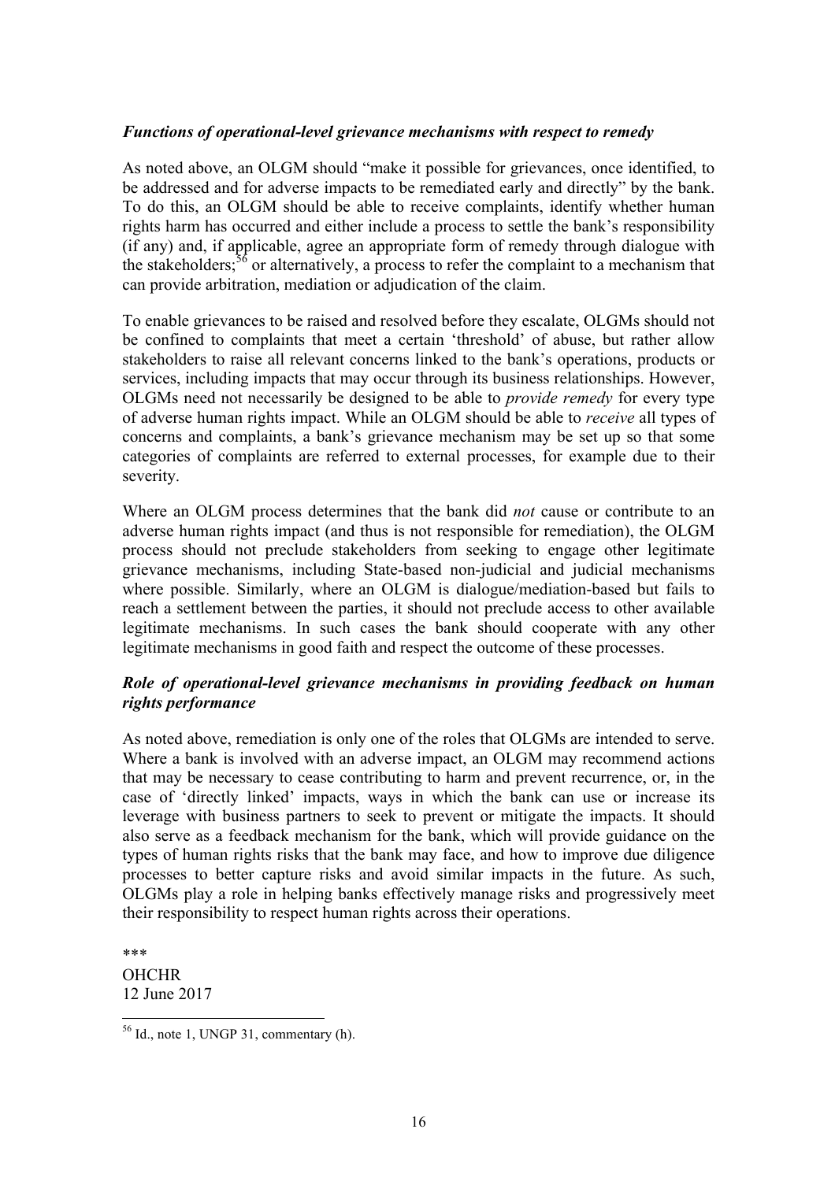### *Functions of operational-level grievance mechanisms with respect to remedy*

As noted above, an OLGM should "make it possible for grievances, once identified, to be addressed and for adverse impacts to be remediated early and directly" by the bank. To do this, an OLGM should be able to receive complaints, identify whether human rights harm has occurred and either include a process to settle the bank's responsibility (if any) and, if applicable, agree an appropriate form of remedy through dialogue with the stakeholders;[56] or alternatively, a process to refer the complaint to a mechanism that can provide arbitration, mediation or adjudication of the claim.

To enable grievances to be raised and resolved before they escalate, OLGMs should not be confined to complaints that meet a certain 'threshold' of abuse, but rather allow stakeholders to raise all relevant concerns linked to the bank's operations, products or services, including impacts that may occur through its business relationships. However, OLGMs need not necessarily be designed to be able to *provide remedy* for every type of adverse human rights impact. While an OLGM should be able to *receive* all types of concerns and complaints, a bank's grievance mechanism may be set up so that some categories of complaints are referred to external processes, for example due to their severity.

Where an OLGM process determines that the bank did *not* cause or contribute to an adverse human rights impact (and thus is not responsible for remediation), the OLGM process should not preclude stakeholders from seeking to engage other legitimate grievance mechanisms, including State-based non-judicial and judicial mechanisms where possible. Similarly, where an OLGM is dialogue/mediation-based but fails to reach a settlement between the parties, it should not preclude access to other available legitimate mechanisms. In such cases the bank should cooperate with any other legitimate mechanisms in good faith and respect the outcome of these processes.

### *Role of operational-level grievance mechanisms in providing feedback on human rights performance*

As noted above, remediation is only one of the roles that OLGMs are intended to serve. Where a bank is involved with an adverse impact, an OLGM may recommend actions that may be necessary to cease contributing to harm and prevent recurrence, or, in the case of 'directly linked' impacts, ways in which the bank can use or increase its leverage with business partners to seek to prevent or mitigate the impacts. It should also serve as a feedback mechanism for the bank, which will provide guidance on the types of human rights risks that the bank may face, and how to improve due diligence processes to better capture risks and avoid similar impacts in the future. As such, OLGMs play a role in helping banks effectively manage risks and progressively meet their responsibility to respect human rights across their operations.

\*\*\*

OHCHR
12 June 2017

---

[56] Id., note 1, UNGP 31, commentary (h).